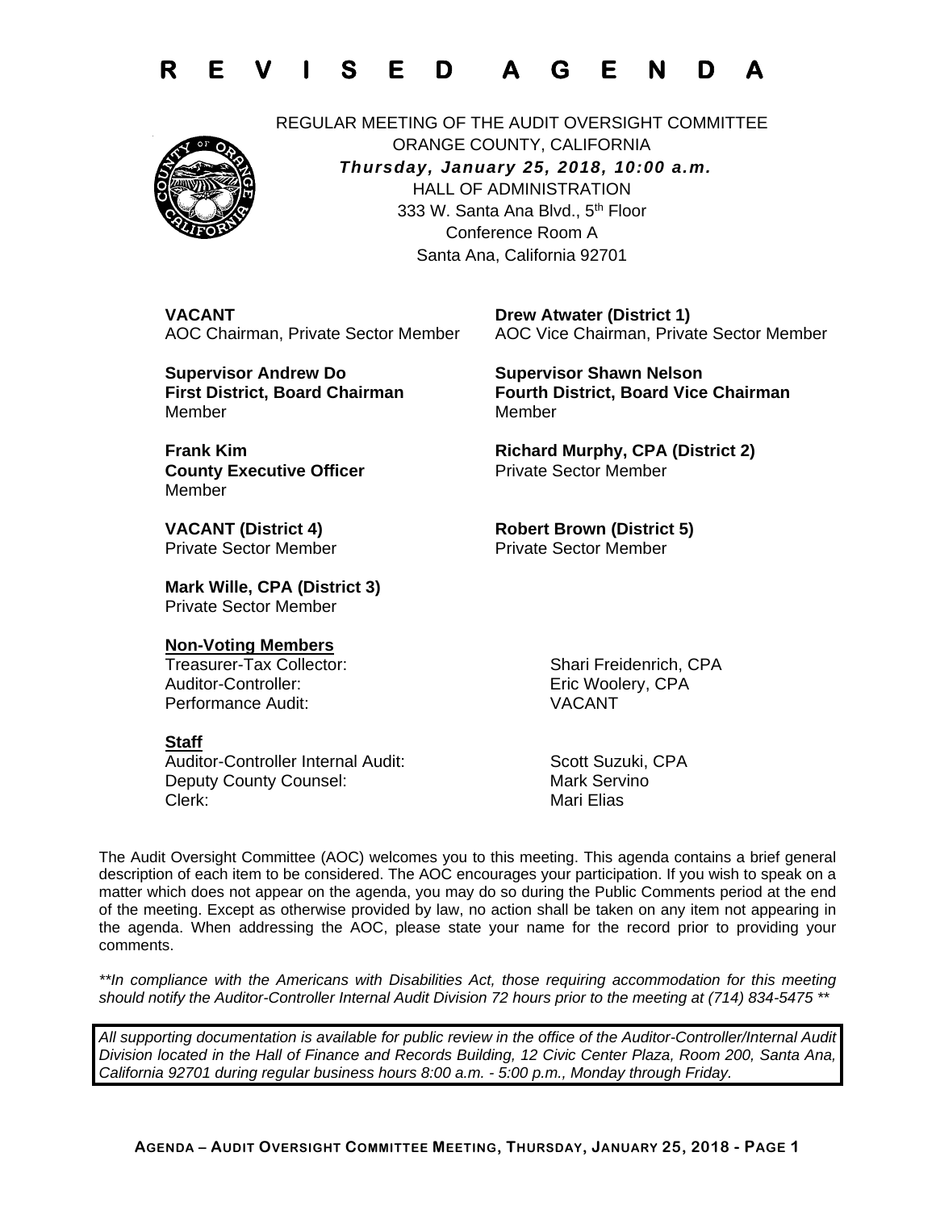# R E V I S E D A G E N D A

REGULAR MEETING OF THE AUDIT OVERSIGHT COMMITTEE
ORANGE COUNTY, CALIFORNIA
***Thursday, January 25, 2018, 10:00 a.m.***
HALL OF ADMINISTRATION
333 W. Santa Ana Blvd., 5th Floor
Conference Room A
Santa Ana, California 92701

**VACANT**
AOC Chairman, Private Sector Member

**Drew Atwater (District 1)**
AOC Vice Chairman, Private Sector Member

**Supervisor Andrew Do**
**First District, Board Chairman**
Member

**Supervisor Shawn Nelson**
**Fourth District, Board Vice Chairman**
Member

**Frank Kim**
**County Executive Officer**
Member

**Richard Murphy, CPA (District 2)**
Private Sector Member

**VACANT (District 4)**
Private Sector Member

**Robert Brown (District 5)**
Private Sector Member

**Mark Wille, CPA (District 3)**
Private Sector Member

**Non-Voting Members**

Treasurer-Tax Collector: Shari Freidenrich, CPA
Auditor-Controller: Eric Woolery, CPA
Performance Audit: VACANT

**Staff**

Auditor-Controller Internal Audit: Scott Suzuki, CPA
Deputy County Counsel: Mark Servino
Clerk: Mari Elias

The Audit Oversight Committee (AOC) welcomes you to this meeting. This agenda contains a brief general description of each item to be considered. The AOC encourages your participation. If you wish to speak on a matter which does not appear on the agenda, you may do so during the Public Comments period at the end of the meeting. Except as otherwise provided by law, no action shall be taken on any item not appearing in the agenda. When addressing the AOC, please state your name for the record prior to providing your comments.

*\*\*In compliance with the Americans with Disabilities Act, those requiring accommodation for this meeting should notify the Auditor-Controller Internal Audit Division 72 hours prior to the meeting at (714) 834-5475 \*\**

*All supporting documentation is available for public review in the office of the Auditor-Controller/Internal Audit Division located in the Hall of Finance and Records Building, 12 Civic Center Plaza, Room 200, Santa Ana, California 92701 during regular business hours 8:00 a.m. - 5:00 p.m., Monday through Friday.*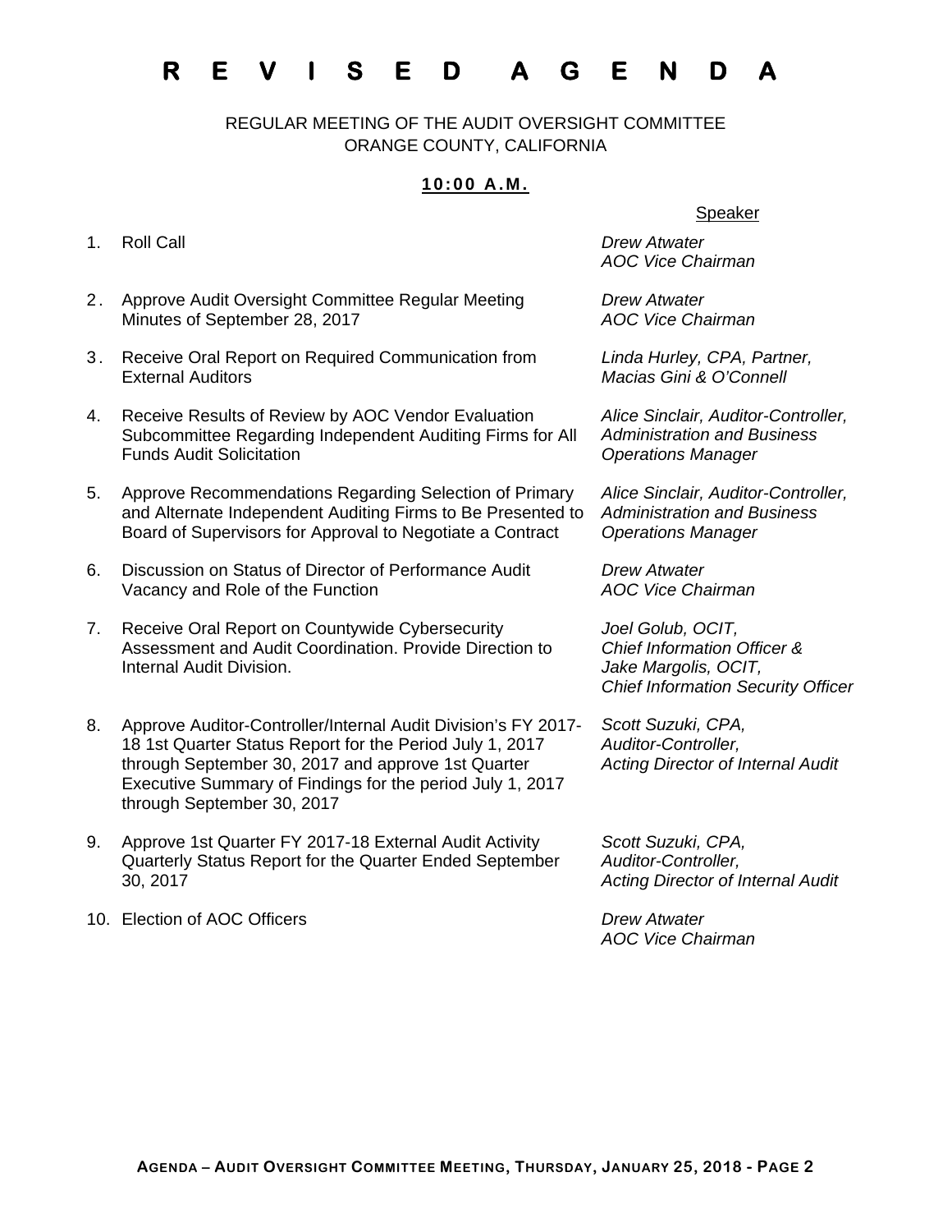# REVISED AGENDA

REGULAR MEETING OF THE AUDIT OVERSIGHT COMMITTEE
ORANGE COUNTY, CALIFORNIA

**10:00 A.M.**

| | Item | Speaker |
|---|---|---|
| 1. | Roll Call | *Drew Atwater, AOC Vice Chairman* |
| 2. | Approve Audit Oversight Committee Regular Meeting Minutes of September 28, 2017 | *Drew Atwater, AOC Vice Chairman* |
| 3. | Receive Oral Report on Required Communication from External Auditors | *Linda Hurley, CPA, Partner, Macias Gini & O'Connell* |
| 4. | Receive Results of Review by AOC Vendor Evaluation Subcommittee Regarding Independent Auditing Firms for All Funds Audit Solicitation | *Alice Sinclair, Auditor-Controller, Administration and Business Operations Manager* |
| 5. | Approve Recommendations Regarding Selection of Primary and Alternate Independent Auditing Firms to Be Presented to Board of Supervisors for Approval to Negotiate a Contract | *Alice Sinclair, Auditor-Controller, Administration and Business Operations Manager* |
| 6. | Discussion on Status of Director of Performance Audit Vacancy and Role of the Function | *Drew Atwater, AOC Vice Chairman* |
| 7. | Receive Oral Report on Countywide Cybersecurity Assessment and Audit Coordination. Provide Direction to Internal Audit Division. | *Joel Golub, OCIT, Chief Information Officer & Jake Margolis, OCIT, Chief Information Security Officer* |
| 8. | Approve Auditor-Controller/Internal Audit Division's FY 2017-18 1st Quarter Status Report for the Period July 1, 2017 through September 30, 2017 and approve 1st Quarter Executive Summary of Findings for the period July 1, 2017 through September 30, 2017 | *Scott Suzuki, CPA, Auditor-Controller, Acting Director of Internal Audit* |
| 9. | Approve 1st Quarter FY 2017-18 External Audit Activity Quarterly Status Report for the Quarter Ended September 30, 2017 | *Scott Suzuki, CPA, Auditor-Controller, Acting Director of Internal Audit* |
| 10. | Election of AOC Officers | *Drew Atwater, AOC Vice Chairman* |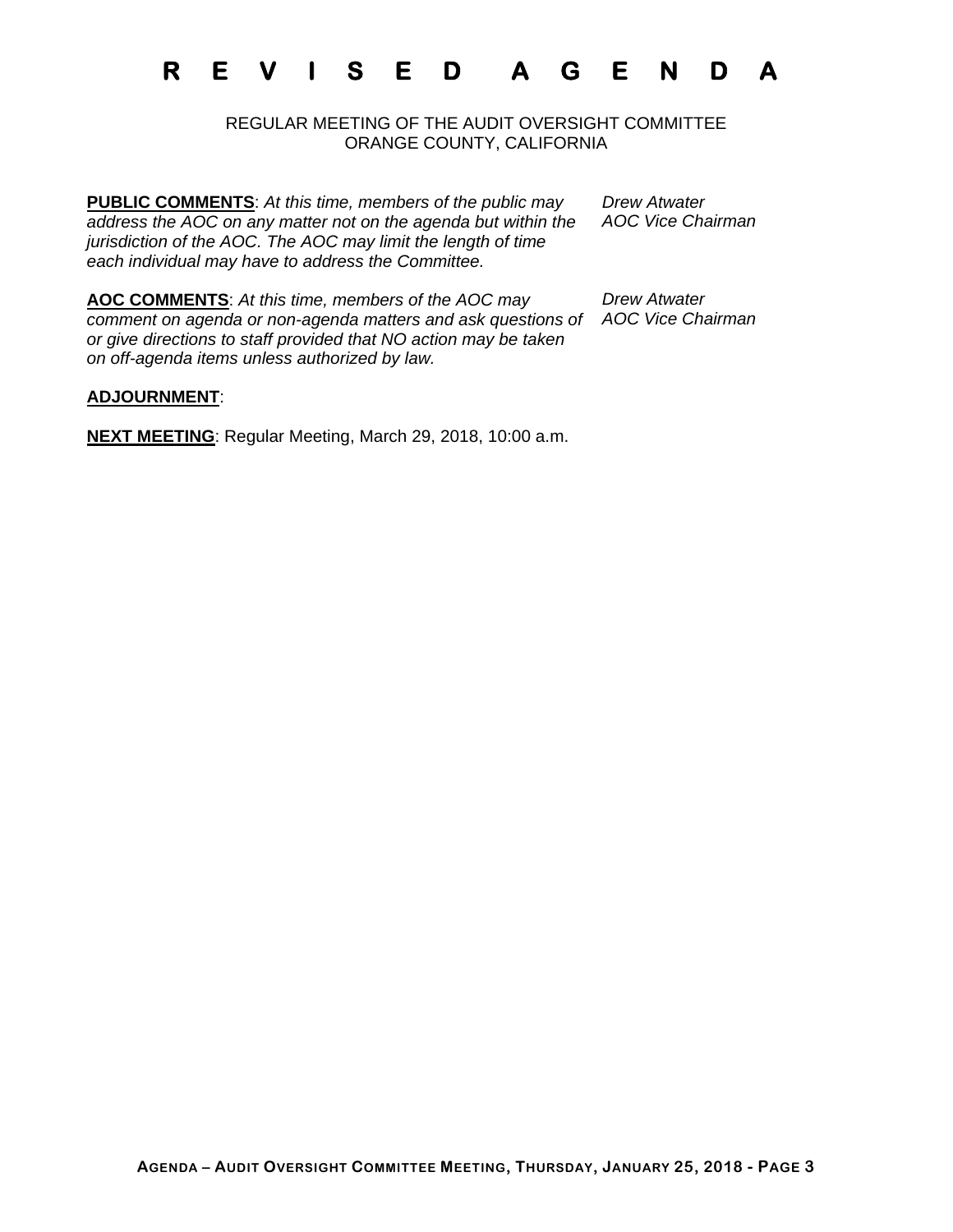# R E V I S E D   A G E N D A

REGULAR MEETING OF THE AUDIT OVERSIGHT COMMITTEE
ORANGE COUNTY, CALIFORNIA

**PUBLIC COMMENTS**: *At this time, members of the public may address the AOC on any matter not on the agenda but within the jurisdiction of the AOC. The AOC may limit the length of time each individual may have to address the Committee.*

*Drew Atwater*
*AOC Vice Chairman*

**AOC COMMENTS**: *At this time, members of the AOC may comment on agenda or non-agenda matters and ask questions of or give directions to staff provided that NO action may be taken on off-agenda items unless authorized by law.*

*Drew Atwater*
*AOC Vice Chairman*

**ADJOURNMENT**:

**NEXT MEETING**: Regular Meeting, March 29, 2018, 10:00 a.m.